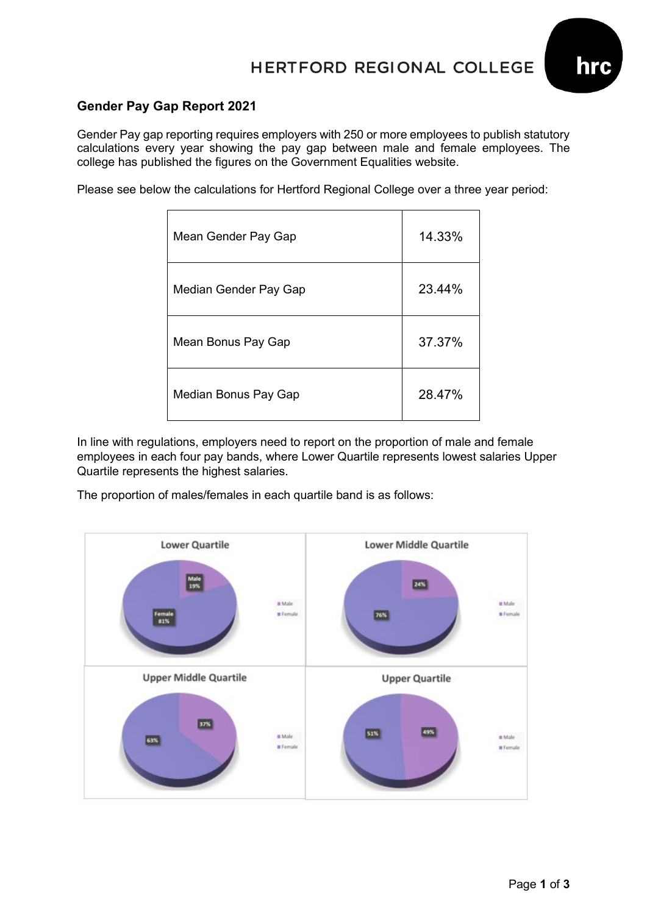## Gender Pay Gap Report 2021

Gender Pay gap reporting requires employers with 250 or more employees to publish statutory calculations every year showing the pay gap between male and female employees. The college has published the figures on the Government Equalities website.

Please see below the calculations for Hertford Regional College over a three year period:

| | |
|---|---|
| Mean Gender Pay Gap | 14.33% |
| Median Gender Pay Gap | 23.44% |
| Mean Bonus Pay Gap | 37.37% |
| Median Bonus Pay Gap | 28.47% |

In line with regulations, employers need to report on the proportion of male and female employees in each four pay bands, where Lower Quartile represents lowest salaries Upper Quartile represents the highest salaries.

The proportion of males/females in each quartile band is as follows:

**Lower Quartile**

- Male 19%
- Female 81%

**Lower Middle Quartile**

- Male 24%
- Female 76%

**Upper Middle Quartile**

- Male 37%
- Female 63%

**Upper Quartile**

- Male 49%
- Female 51%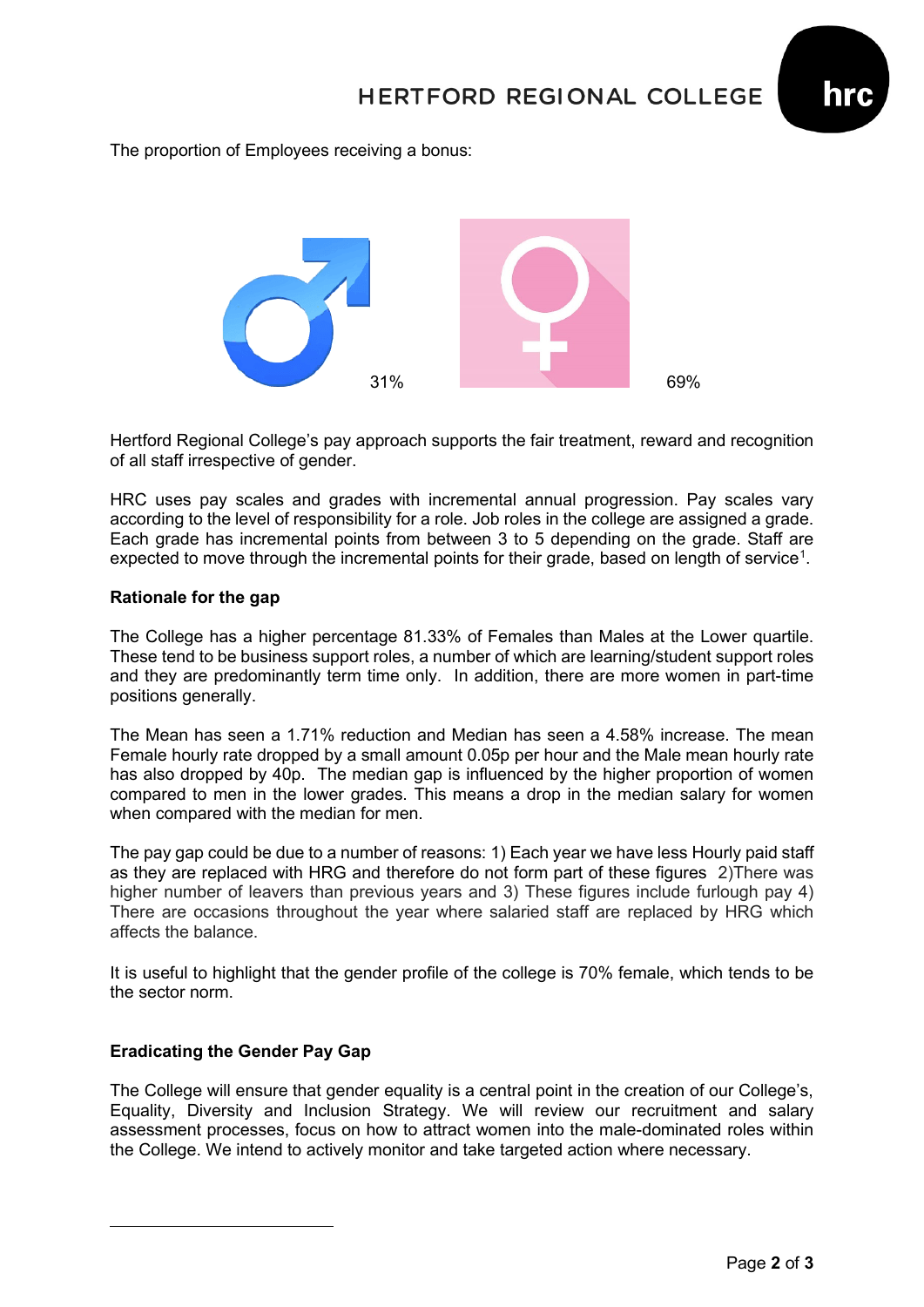The proportion of Employees receiving a bonus:

31% 69%

Hertford Regional College's pay approach supports the fair treatment, reward and recognition of all staff irrespective of gender.

HRC uses pay scales and grades with incremental annual progression. Pay scales vary according to the level of responsibility for a role. Job roles in the college are assigned a grade. Each grade has incremental points from between 3 to 5 depending on the grade. Staff are expected to move through the incremental points for their grade, based on length of service[1].

**Rationale for the gap**

The College has a higher percentage 81.33% of Females than Males at the Lower quartile. These tend to be business support roles, a number of which are learning/student support roles and they are predominantly term time only. In addition, there are more women in part-time positions generally.

The Mean has seen a 1.71% reduction and Median has seen a 4.58% increase. The mean Female hourly rate dropped by a small amount 0.05p per hour and the Male mean hourly rate has also dropped by 40p. The median gap is influenced by the higher proportion of women compared to men in the lower grades. This means a drop in the median salary for women when compared with the median for men.

The pay gap could be due to a number of reasons: 1) Each year we have less Hourly paid staff as they are replaced with HRG and therefore do not form part of these figures 2)There was higher number of leavers than previous years and 3) These figures include furlough pay 4) There are occasions throughout the year where salaried staff are replaced by HRG which affects the balance.

It is useful to highlight that the gender profile of the college is 70% female, which tends to be the sector norm.

**Eradicating the Gender Pay Gap**

The College will ensure that gender equality is a central point in the creation of our College's, Equality, Diversity and Inclusion Strategy. We will review our recruitment and salary assessment processes, focus on how to attract women into the male-dominated roles within the College. We intend to actively monitor and take targeted action where necessary.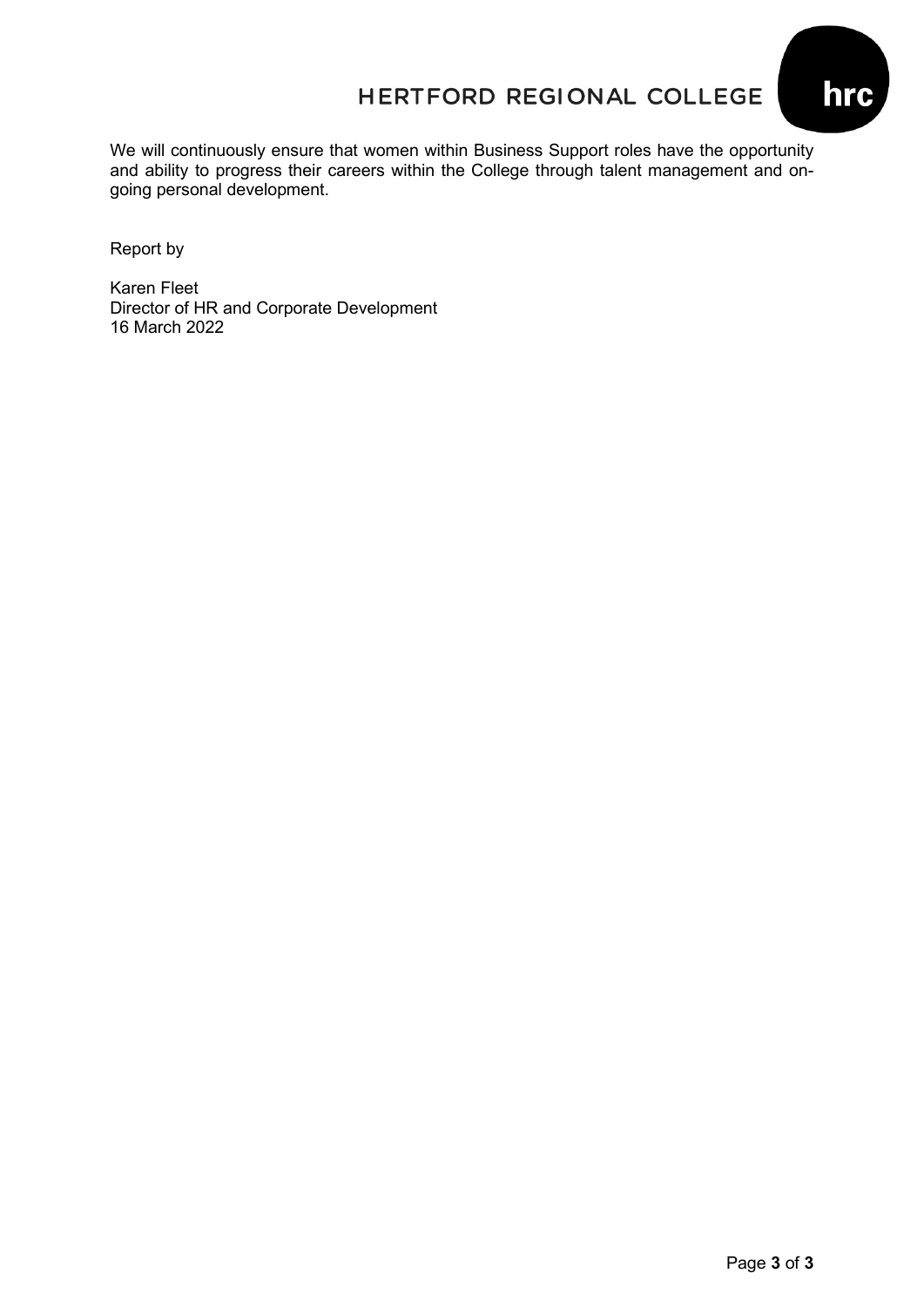We will continuously ensure that women within Business Support roles have the opportunity and ability to progress their careers within the College through talent management and on-going personal development.

Report by

Karen Fleet
Director of HR and Corporate Development
16 March 2022